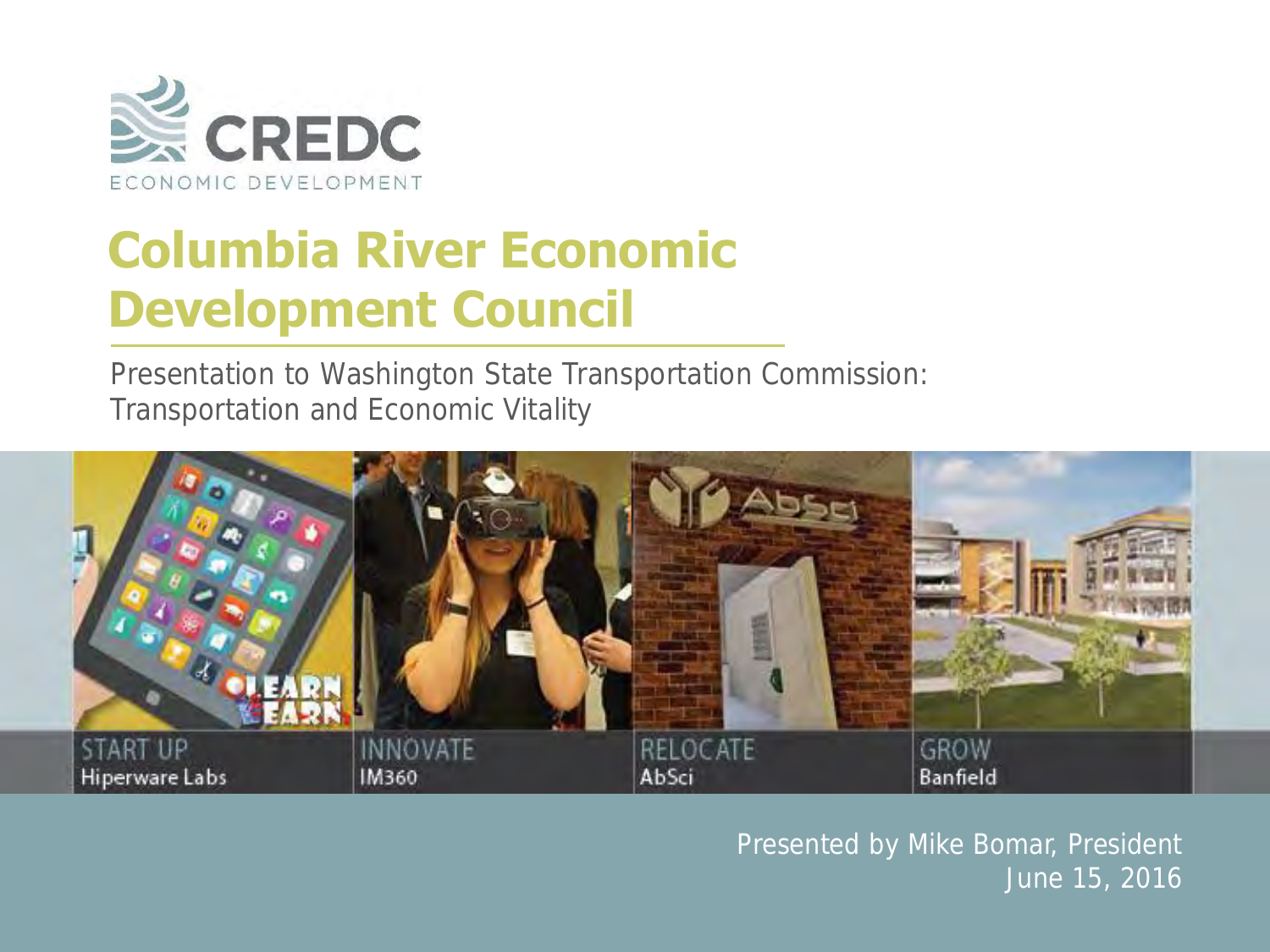CREDC

ECONOMIC DEVELOPMENT

# Columbia River Economic Development Council

Presentation to Washington State Transportation Commission: Transportation and Economic Vitality

START UP
Hiperware Labs

INNOVATE
IM360

RELOCATE
AbSci

GROW
Banfield

Presented by Mike Bomar, President
June 15, 2016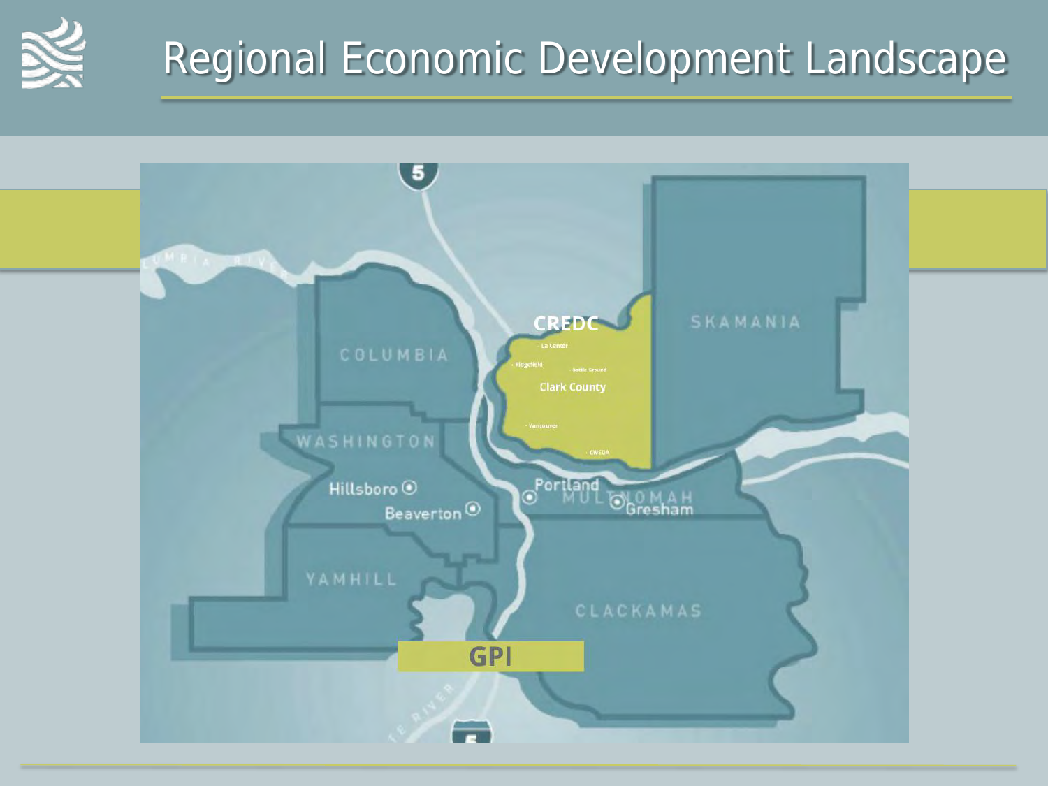# Regional Economic Development Landscape

COLUMBIA

WASHINGTON

Hillsboro

Beaverton

YAMHILL

CREDC

La Center

Ridgefield

Battle Ground

Clark County

Vancouver

CWEDA

SKAMANIA

Portland

MULTNOMAH

Gresham

CLACKAMAS

GPI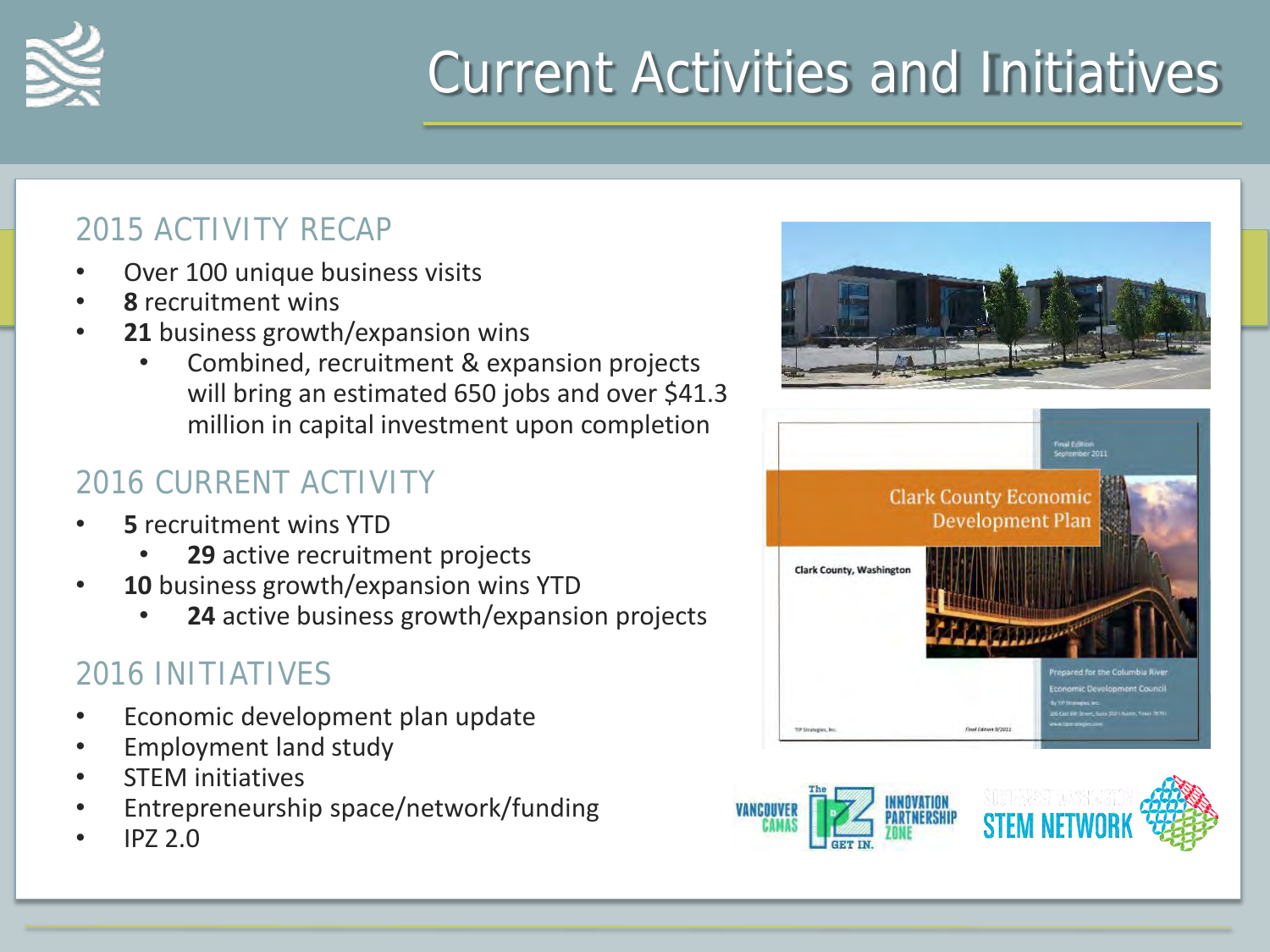# Current Activities and Initiatives

## 2015 ACTIVITY RECAP

- Over 100 unique business visits
- **8** recruitment wins
- **21** business growth/expansion wins
  - Combined, recruitment & expansion projects will bring an estimated 650 jobs and over $41.3 million in capital investment upon completion

## 2016 CURRENT ACTIVITY

- **5** recruitment wins YTD
  - **29** active recruitment projects
- **10** business growth/expansion wins YTD
  - **24** active business growth/expansion projects

## 2016 INITIATIVES

- Economic development plan update
- Employment land study
- STEM initiatives
- Entrepreneurship space/network/funding
- IPZ 2.0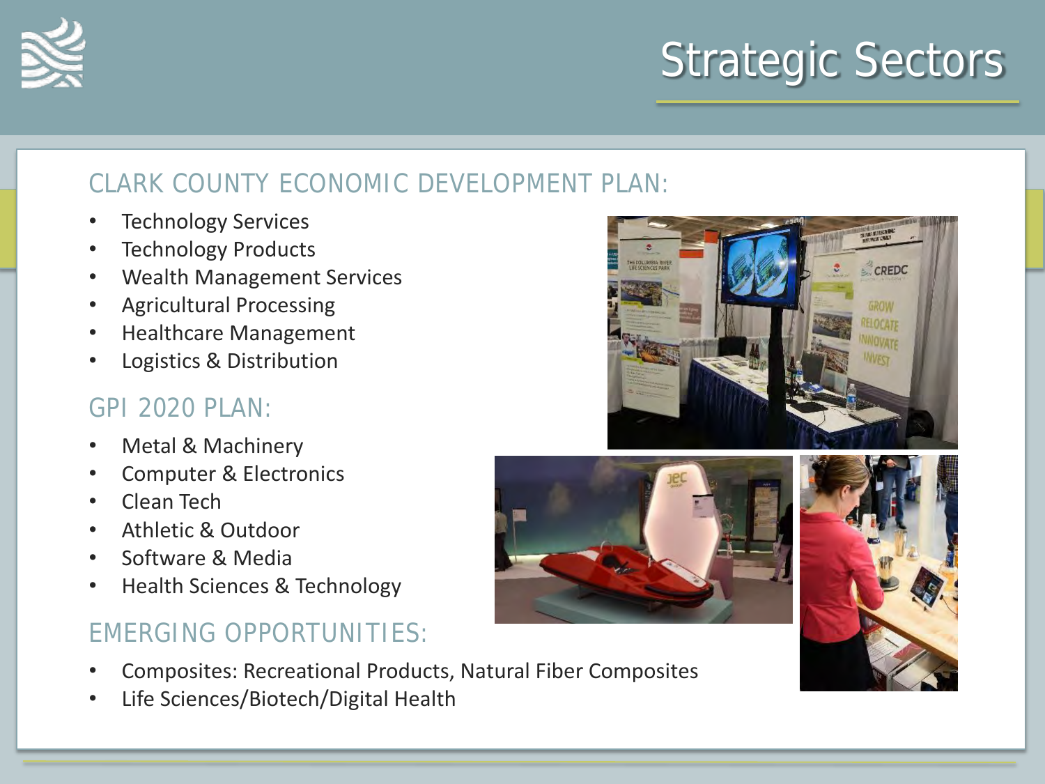# Strategic Sectors

## CLARK COUNTY ECONOMIC DEVELOPMENT PLAN:

- Technology Services
- Technology Products
- Wealth Management Services
- Agricultural Processing
- Healthcare Management
- Logistics & Distribution

## GPI 2020 PLAN:

- Metal & Machinery
- Computer & Electronics
- Clean Tech
- Athletic & Outdoor
- Software & Media
- Health Sciences & Technology

## EMERGING OPPORTUNITIES:

- Composites: Recreational Products, Natural Fiber Composites
- Life Sciences/Biotech/Digital Health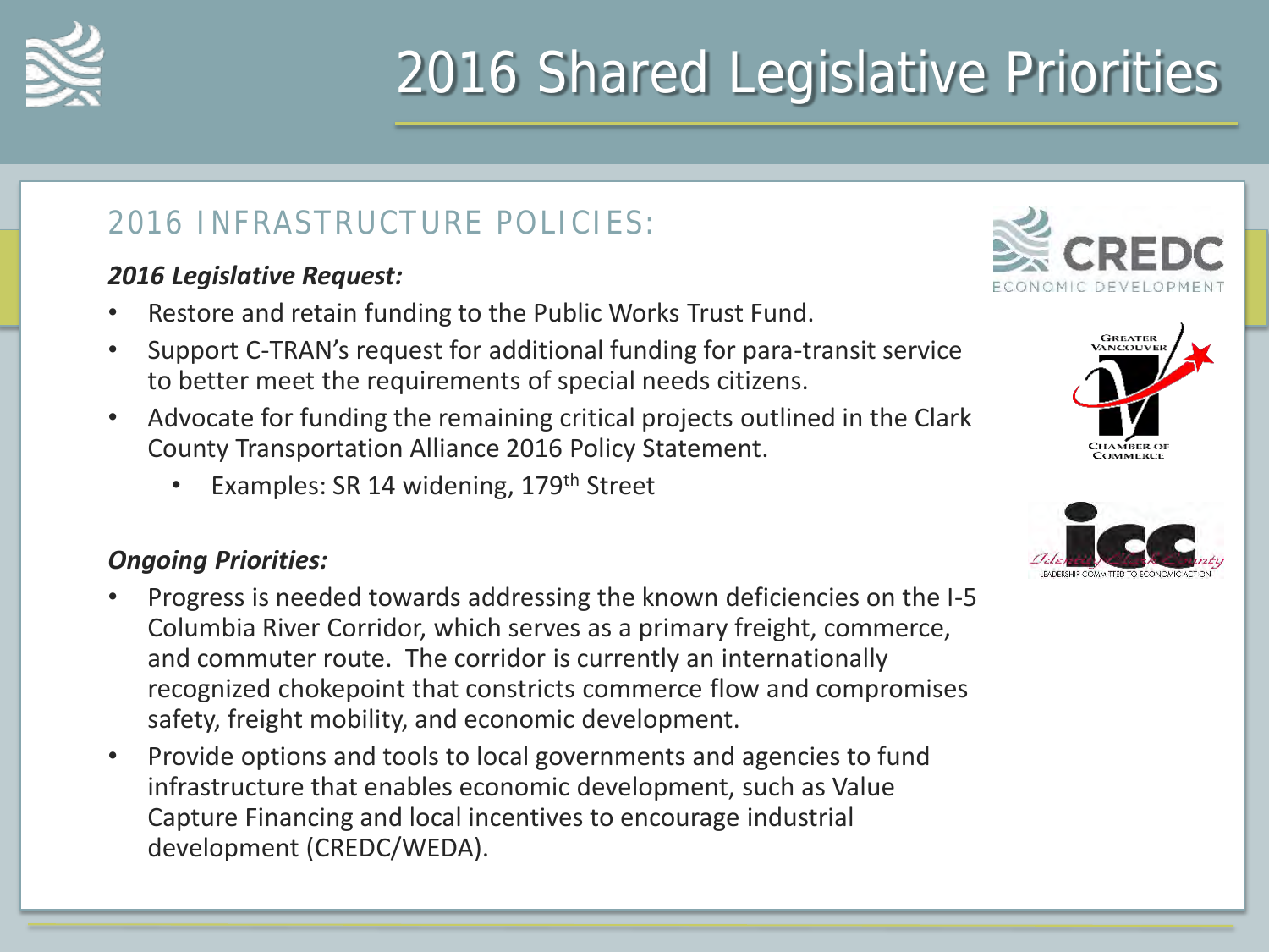# 2016 Shared Legislative Priorities

## 2016 INFRASTRUCTURE POLICIES:

***2016 Legislative Request:***

- Restore and retain funding to the Public Works Trust Fund.
- Support C-TRAN's request for additional funding for para-transit service to better meet the requirements of special needs citizens.
- Advocate for funding the remaining critical projects outlined in the Clark County Transportation Alliance 2016 Policy Statement.
  - Examples: SR 14 widening, 179th Street

***Ongoing Priorities:***

- Progress is needed towards addressing the known deficiencies on the I-5 Columbia River Corridor, which serves as a primary freight, commerce, and commuter route. The corridor is currently an internationally recognized chokepoint that constricts commerce flow and compromises safety, freight mobility, and economic development.
- Provide options and tools to local governments and agencies to fund infrastructure that enables economic development, such as Value Capture Financing and local incentives to encourage industrial development (CREDC/WEDA).

CREDC ECONOMIC DEVELOPMENT

GREATER VANCOUVER CHAMBER OF COMMERCE

lcc Identity Clark County LEADERSHIP COMMITTED TO ECONOMIC ACTION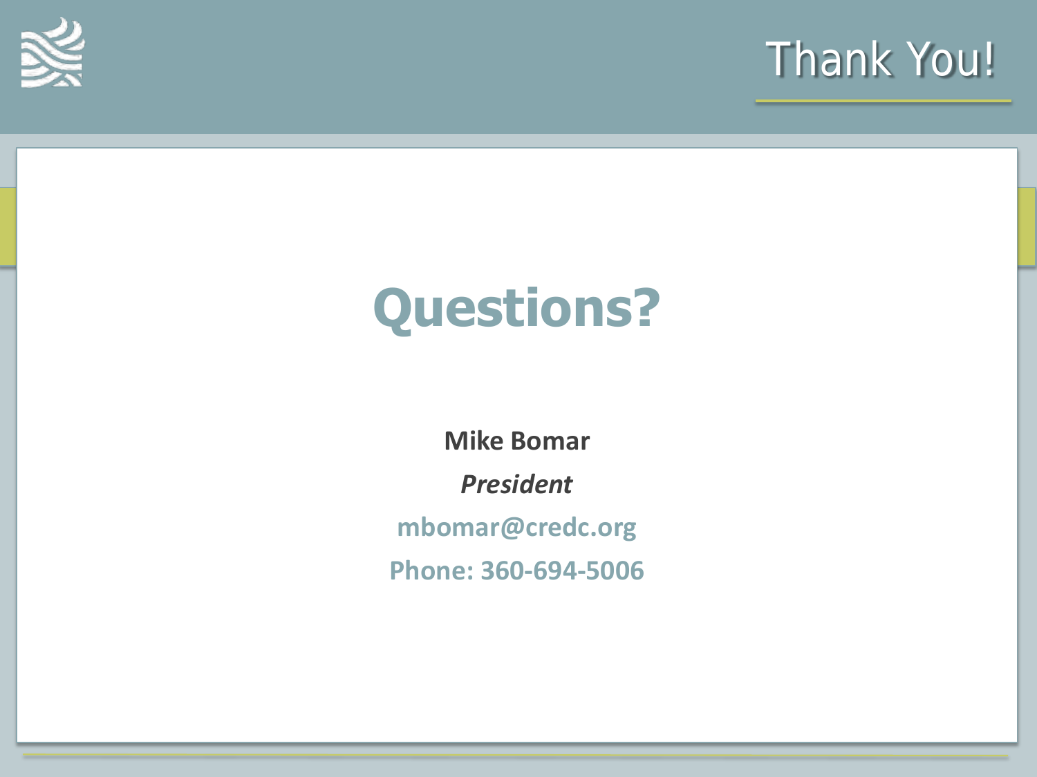# Thank You!

## Questions?

**Mike Bomar**

***President***

**mbomar@credc.org**

**Phone: 360-694-5006**